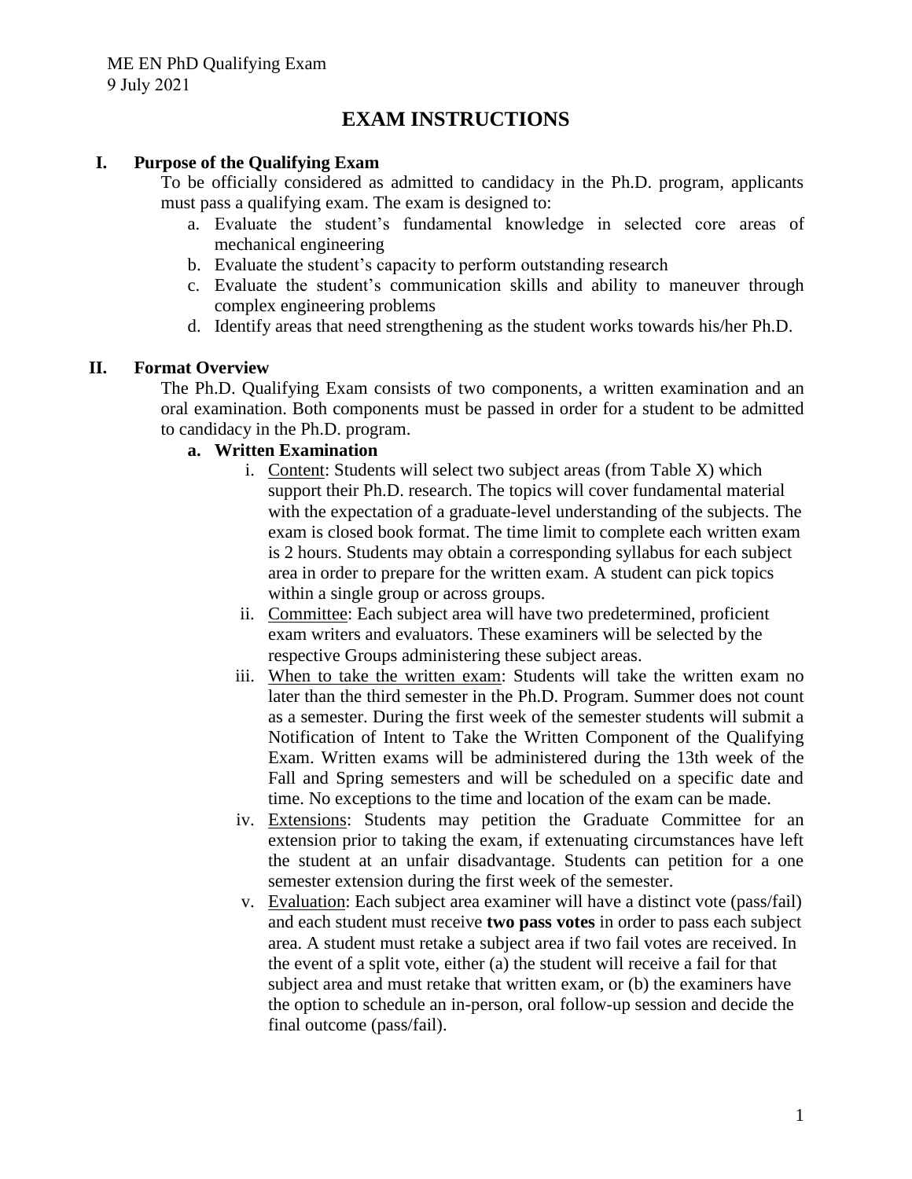ME EN PhD Qualifying Exam
9 July 2021

# EXAM INSTRUCTIONS

## I. Purpose of the Qualifying Exam

To be officially considered as admitted to candidacy in the Ph.D. program, applicants must pass a qualifying exam. The exam is designed to:

a. Evaluate the student's fundamental knowledge in selected core areas of mechanical engineering
b. Evaluate the student's capacity to perform outstanding research
c. Evaluate the student's communication skills and ability to maneuver through complex engineering problems
d. Identify areas that need strengthening as the student works towards his/her Ph.D.

## II. Format Overview

The Ph.D. Qualifying Exam consists of two components, a written examination and an oral examination. Both components must be passed in order for a student to be admitted to candidacy in the Ph.D. program.

### a. Written Examination

i. Content: Students will select two subject areas (from Table X) which support their Ph.D. research. The topics will cover fundamental material with the expectation of a graduate-level understanding of the subjects. The exam is closed book format. The time limit to complete each written exam is 2 hours. Students may obtain a corresponding syllabus for each subject area in order to prepare for the written exam. A student can pick topics within a single group or across groups.

ii. Committee: Each subject area will have two predetermined, proficient exam writers and evaluators. These examiners will be selected by the respective Groups administering these subject areas.

iii. When to take the written exam: Students will take the written exam no later than the third semester in the Ph.D. Program. Summer does not count as a semester. During the first week of the semester students will submit a Notification of Intent to Take the Written Component of the Qualifying Exam. Written exams will be administered during the 13th week of the Fall and Spring semesters and will be scheduled on a specific date and time. No exceptions to the time and location of the exam can be made.

iv. Extensions: Students may petition the Graduate Committee for an extension prior to taking the exam, if extenuating circumstances have left the student at an unfair disadvantage. Students can petition for a one semester extension during the first week of the semester.

v. Evaluation: Each subject area examiner will have a distinct vote (pass/fail) and each student must receive **two pass votes** in order to pass each subject area. A student must retake a subject area if two fail votes are received. In the event of a split vote, either (a) the student will receive a fail for that subject area and must retake that written exam, or (b) the examiners have the option to schedule an in-person, oral follow-up session and decide the final outcome (pass/fail).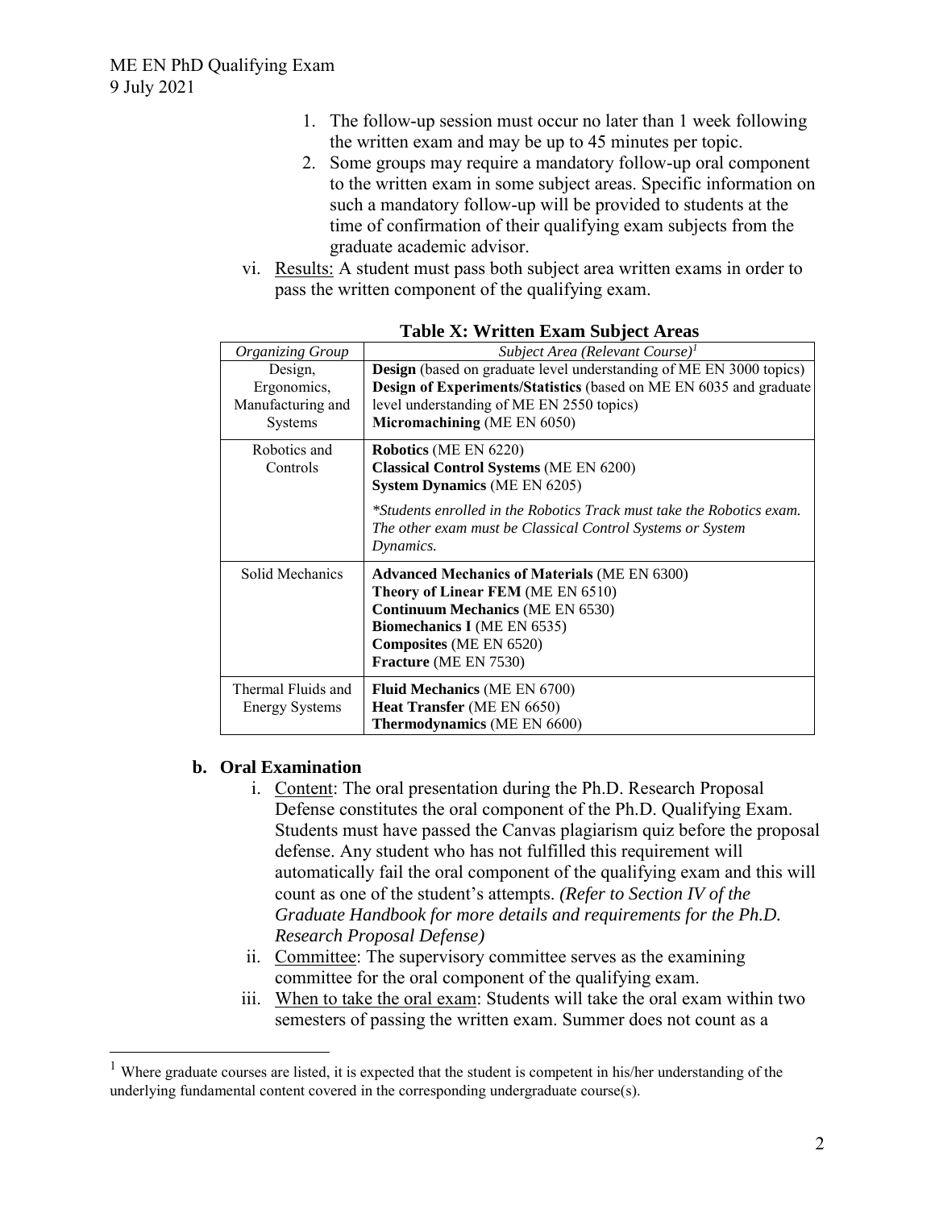1. The follow-up session must occur no later than 1 week following the written exam and may be up to 45 minutes per topic.
2. Some groups may require a mandatory follow-up oral component to the written exam in some subject areas. Specific information on such a mandatory follow-up will be provided to students at the time of confirmation of their qualifying exam subjects from the graduate academic advisor.

vi. Results: A student must pass both subject area written exams in order to pass the written component of the qualifying exam.

**Table X: Written Exam Subject Areas**

| *Organizing Group* | *Subject Area (Relevant Course)*[1] |
|---|---|
| Design, Ergonomics, Manufacturing and Systems | **Design** (based on graduate level understanding of ME EN 3000 topics)<br>**Design of Experiments/Statistics** (based on ME EN 6035 and graduate level understanding of ME EN 2550 topics)<br>**Micromachining** (ME EN 6050) |
| Robotics and Controls | **Robotics** (ME EN 6220)<br>**Classical Control Systems** (ME EN 6200)<br>**System Dynamics** (ME EN 6205)<br><br>*\*Students enrolled in the Robotics Track must take the Robotics exam. The other exam must be Classical Control Systems or System Dynamics.* |
| Solid Mechanics | **Advanced Mechanics of Materials** (ME EN 6300)<br>**Theory of Linear FEM** (ME EN 6510)<br>**Continuum Mechanics** (ME EN 6530)<br>**Biomechanics I** (ME EN 6535)<br>**Composites** (ME EN 6520)<br>**Fracture** (ME EN 7530) |
| Thermal Fluids and Energy Systems | **Fluid Mechanics** (ME EN 6700)<br>**Heat Transfer** (ME EN 6650)<br>**Thermodynamics** (ME EN 6600) |

### b. Oral Examination

i. Content: The oral presentation during the Ph.D. Research Proposal Defense constitutes the oral component of the Ph.D. Qualifying Exam. Students must have passed the Canvas plagiarism quiz before the proposal defense. Any student who has not fulfilled this requirement will automatically fail the oral component of the qualifying exam and this will count as one of the student's attempts. *(Refer to Section IV of the Graduate Handbook for more details and requirements for the Ph.D. Research Proposal Defense)*

ii. Committee: The supervisory committee serves as the examining committee for the oral component of the qualifying exam.

iii. When to take the oral exam: Students will take the oral exam within two semesters of passing the written exam. Summer does not count as a

[1] Where graduate courses are listed, it is expected that the student is competent in his/her understanding of the underlying fundamental content covered in the corresponding undergraduate course(s).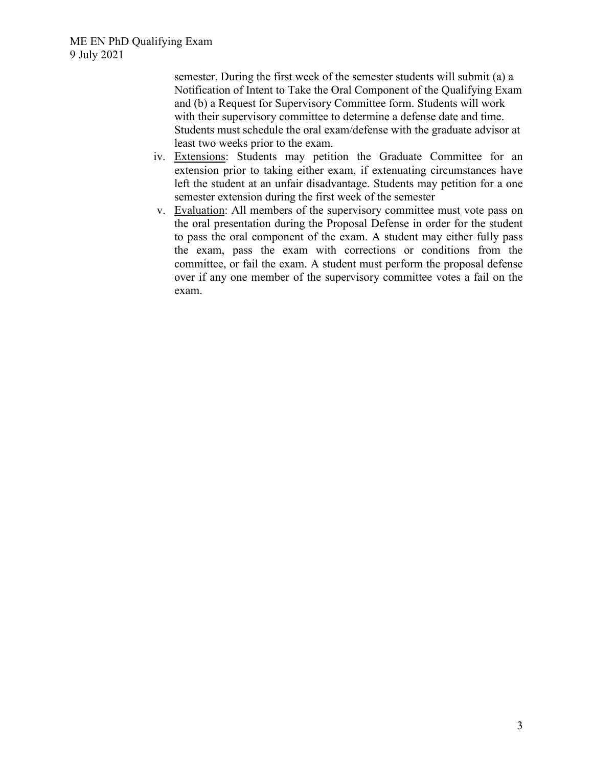semester. During the first week of the semester students will submit (a) a Notification of Intent to Take the Oral Component of the Qualifying Exam and (b) a Request for Supervisory Committee form. Students will work with their supervisory committee to determine a defense date and time. Students must schedule the oral exam/defense with the graduate advisor at least two weeks prior to the exam.

iv. Extensions: Students may petition the Graduate Committee for an extension prior to taking either exam, if extenuating circumstances have left the student at an unfair disadvantage. Students may petition for a one semester extension during the first week of the semester

v. Evaluation: All members of the supervisory committee must vote pass on the oral presentation during the Proposal Defense in order for the student to pass the oral component of the exam. A student may either fully pass the exam, pass the exam with corrections or conditions from the committee, or fail the exam. A student must perform the proposal defense over if any one member of the supervisory committee votes a fail on the exam.